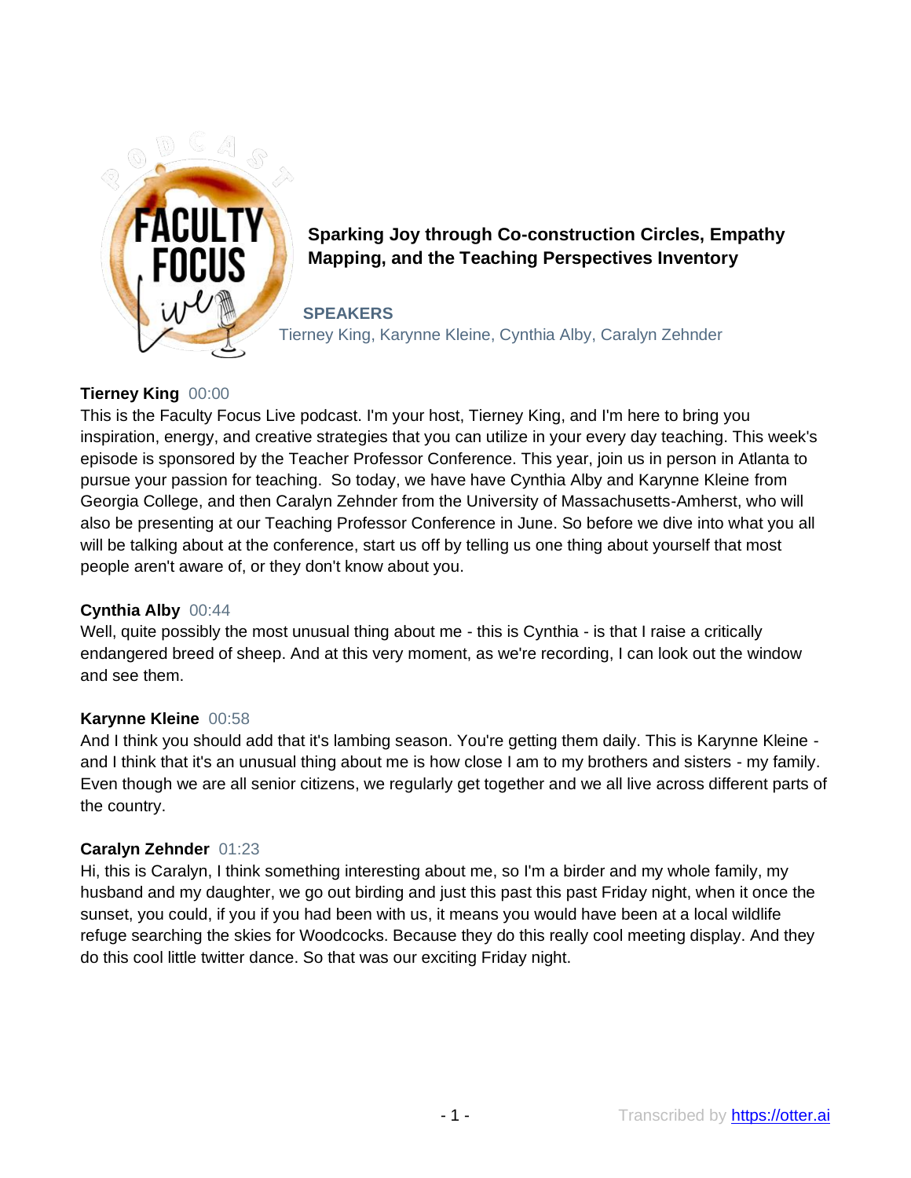# Sparking Joy through Co-construction Circles, Empathy Mapping, and the Teaching Perspectives Inventory

**SPEAKERS**

Tierney King, Karynne Kleine, Cynthia Alby, Caralyn Zehnder

**Tierney King** 00:00

This is the Faculty Focus Live podcast. I'm your host, Tierney King, and I'm here to bring you inspiration, energy, and creative strategies that you can utilize in your every day teaching. This week's episode is sponsored by the Teacher Professor Conference. This year, join us in person in Atlanta to pursue your passion for teaching. So today, we have have Cynthia Alby and Karynne Kleine from Georgia College, and then Caralyn Zehnder from the University of Massachusetts-Amherst, who will also be presenting at our Teaching Professor Conference in June. So before we dive into what you all will be talking about at the conference, start us off by telling us one thing about yourself that most people aren't aware of, or they don't know about you.

**Cynthia Alby** 00:44

Well, quite possibly the most unusual thing about me - this is Cynthia - is that I raise a critically endangered breed of sheep. And at this very moment, as we're recording, I can look out the window and see them.

**Karynne Kleine** 00:58

And I think you should add that it's lambing season. You're getting them daily. This is Karynne Kleine - and I think that it's an unusual thing about me is how close I am to my brothers and sisters - my family. Even though we are all senior citizens, we regularly get together and we all live across different parts of the country.

**Caralyn Zehnder** 01:23

Hi, this is Caralyn, I think something interesting about me, so I'm a birder and my whole family, my husband and my daughter, we go out birding and just this past this past Friday night, when it once the sunset, you could, if you if you had been with us, it means you would have been at a local wildlife refuge searching the skies for Woodcocks. Because they do this really cool meeting display. And they do this cool little twitter dance. So that was our exciting Friday night.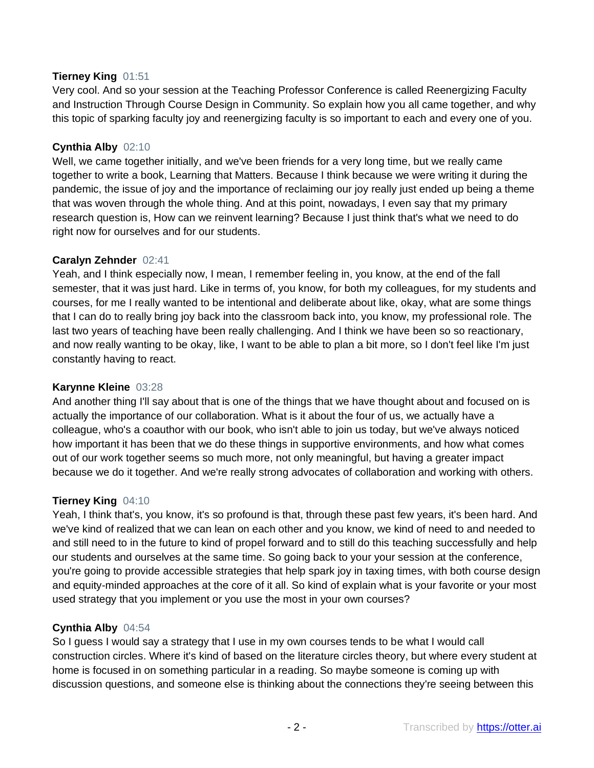**Tierney King** 01:51
Very cool. And so your session at the Teaching Professor Conference is called Reenergizing Faculty and Instruction Through Course Design in Community. So explain how you all came together, and why this topic of sparking faculty joy and reenergizing faculty is so important to each and every one of you.

**Cynthia Alby** 02:10
Well, we came together initially, and we've been friends for a very long time, but we really came together to write a book, Learning that Matters. Because I think because we were writing it during the pandemic, the issue of joy and the importance of reclaiming our joy really just ended up being a theme that was woven through the whole thing. And at this point, nowadays, I even say that my primary research question is, How can we reinvent learning? Because I just think that's what we need to do right now for ourselves and for our students.

**Caralyn Zehnder** 02:41
Yeah, and I think especially now, I mean, I remember feeling in, you know, at the end of the fall semester, that it was just hard. Like in terms of, you know, for both my colleagues, for my students and courses, for me I really wanted to be intentional and deliberate about like, okay, what are some things that I can do to really bring joy back into the classroom back into, you know, my professional role. The last two years of teaching have been really challenging. And I think we have been so so reactionary, and now really wanting to be okay, like, I want to be able to plan a bit more, so I don't feel like I'm just constantly having to react.

**Karynne Kleine** 03:28
And another thing I'll say about that is one of the things that we have thought about and focused on is actually the importance of our collaboration. What is it about the four of us, we actually have a colleague, who's a coauthor with our book, who isn't able to join us today, but we've always noticed how important it has been that we do these things in supportive environments, and how what comes out of our work together seems so much more, not only meaningful, but having a greater impact because we do it together. And we're really strong advocates of collaboration and working with others.

**Tierney King** 04:10
Yeah, I think that's, you know, it's so profound is that, through these past few years, it's been hard. And we've kind of realized that we can lean on each other and you know, we kind of need to and needed to and still need to in the future to kind of propel forward and to still do this teaching successfully and help our students and ourselves at the same time. So going back to your your session at the conference, you're going to provide accessible strategies that help spark joy in taxing times, with both course design and equity-minded approaches at the core of it all. So kind of explain what is your favorite or your most used strategy that you implement or you use the most in your own courses?

**Cynthia Alby** 04:54
So I guess I would say a strategy that I use in my own courses tends to be what I would call construction circles. Where it's kind of based on the literature circles theory, but where every student at home is focused in on something particular in a reading. So maybe someone is coming up with discussion questions, and someone else is thinking about the connections they're seeing between this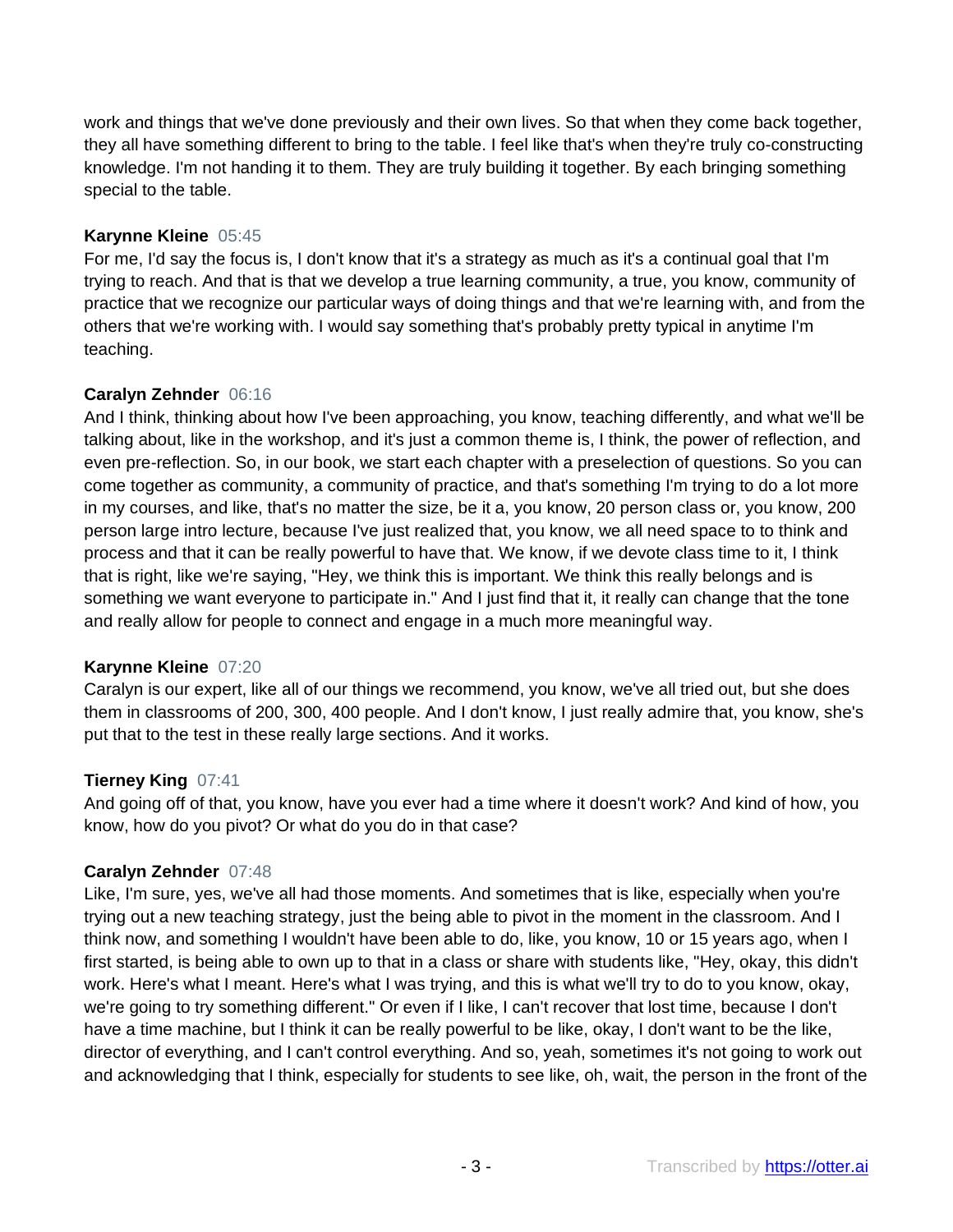work and things that we've done previously and their own lives. So that when they come back together, they all have something different to bring to the table. I feel like that's when they're truly co-constructing knowledge. I'm not handing it to them. They are truly building it together. By each bringing something special to the table.

**Karynne Kleine** 05:45
For me, I'd say the focus is, I don't know that it's a strategy as much as it's a continual goal that I'm trying to reach. And that is that we develop a true learning community, a true, you know, community of practice that we recognize our particular ways of doing things and that we're learning with, and from the others that we're working with. I would say something that's probably pretty typical in anytime I'm teaching.

**Caralyn Zehnder** 06:16
And I think, thinking about how I've been approaching, you know, teaching differently, and what we'll be talking about, like in the workshop, and it's just a common theme is, I think, the power of reflection, and even pre-reflection. So, in our book, we start each chapter with a preselection of questions. So you can come together as community, a community of practice, and that's something I'm trying to do a lot more in my courses, and like, that's no matter the size, be it a, you know, 20 person class or, you know, 200 person large intro lecture, because I've just realized that, you know, we all need space to to think and process and that it can be really powerful to have that. We know, if we devote class time to it, I think that is right, like we're saying, "Hey, we think this is important. We think this really belongs and is something we want everyone to participate in." And I just find that it, it really can change that the tone and really allow for people to connect and engage in a much more meaningful way.

**Karynne Kleine** 07:20
Caralyn is our expert, like all of our things we recommend, you know, we've all tried out, but she does them in classrooms of 200, 300, 400 people. And I don't know, I just really admire that, you know, she's put that to the test in these really large sections. And it works.

**Tierney King** 07:41
And going off of that, you know, have you ever had a time where it doesn't work? And kind of how, you know, how do you pivot? Or what do you do in that case?

**Caralyn Zehnder** 07:48
Like, I'm sure, yes, we've all had those moments. And sometimes that is like, especially when you're trying out a new teaching strategy, just the being able to pivot in the moment in the classroom. And I think now, and something I wouldn't have been able to do, like, you know, 10 or 15 years ago, when I first started, is being able to own up to that in a class or share with students like, "Hey, okay, this didn't work. Here's what I meant. Here's what I was trying, and this is what we'll try to do to you know, okay, we're going to try something different." Or even if I like, I can't recover that lost time, because I don't have a time machine, but I think it can be really powerful to be like, okay, I don't want to be the like, director of everything, and I can't control everything. And so, yeah, sometimes it's not going to work out and acknowledging that I think, especially for students to see like, oh, wait, the person in the front of the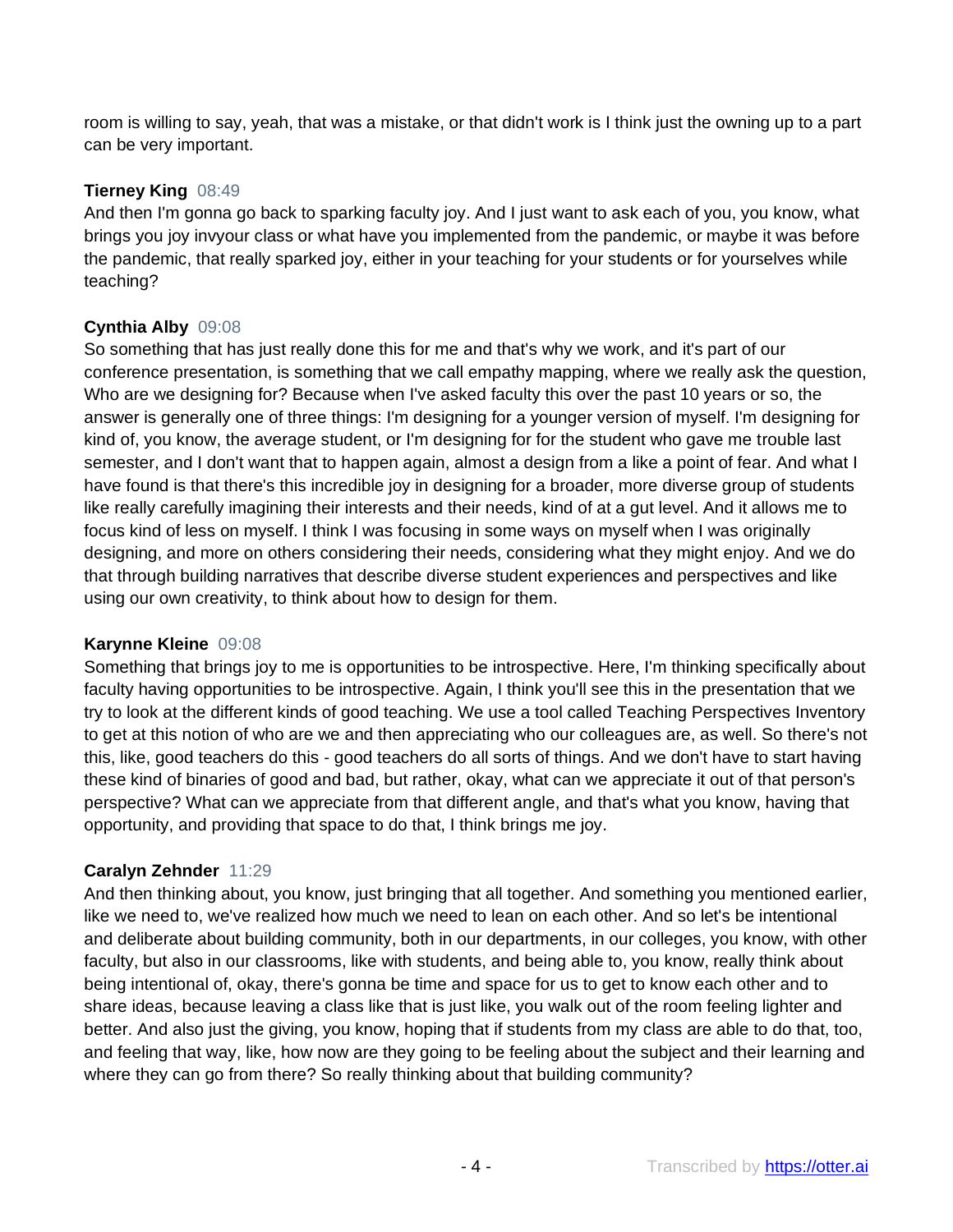room is willing to say, yeah, that was a mistake, or that didn't work is I think just the owning up to a part can be very important.

**Tierney King** 08:49
And then I'm gonna go back to sparking faculty joy. And I just want to ask each of you, you know, what brings you joy invyour class or what have you implemented from the pandemic, or maybe it was before the pandemic, that really sparked joy, either in your teaching for your students or for yourselves while teaching?

**Cynthia Alby** 09:08
So something that has just really done this for me and that's why we work, and it's part of our conference presentation, is something that we call empathy mapping, where we really ask the question, Who are we designing for? Because when I've asked faculty this over the past 10 years or so, the answer is generally one of three things: I'm designing for a younger version of myself. I'm designing for kind of, you know, the average student, or I'm designing for for the student who gave me trouble last semester, and I don't want that to happen again, almost a design from a like a point of fear. And what I have found is that there's this incredible joy in designing for a broader, more diverse group of students like really carefully imagining their interests and their needs, kind of at a gut level. And it allows me to focus kind of less on myself. I think I was focusing in some ways on myself when I was originally designing, and more on others considering their needs, considering what they might enjoy. And we do that through building narratives that describe diverse student experiences and perspectives and like using our own creativity, to think about how to design for them.

**Karynne Kleine** 09:08
Something that brings joy to me is opportunities to be introspective. Here, I'm thinking specifically about faculty having opportunities to be introspective. Again, I think you'll see this in the presentation that we try to look at the different kinds of good teaching. We use a tool called Teaching Perspectives Inventory to get at this notion of who are we and then appreciating who our colleagues are, as well. So there's not this, like, good teachers do this - good teachers do all sorts of things. And we don't have to start having these kind of binaries of good and bad, but rather, okay, what can we appreciate it out of that person's perspective? What can we appreciate from that different angle, and that's what you know, having that opportunity, and providing that space to do that, I think brings me joy.

**Caralyn Zehnder** 11:29
And then thinking about, you know, just bringing that all together. And something you mentioned earlier, like we need to, we've realized how much we need to lean on each other. And so let's be intentional and deliberate about building community, both in our departments, in our colleges, you know, with other faculty, but also in our classrooms, like with students, and being able to, you know, really think about being intentional of, okay, there's gonna be time and space for us to get to know each other and to share ideas, because leaving a class like that is just like, you walk out of the room feeling lighter and better. And also just the giving, you know, hoping that if students from my class are able to do that, too, and feeling that way, like, how now are they going to be feeling about the subject and their learning and where they can go from there? So really thinking about that building community?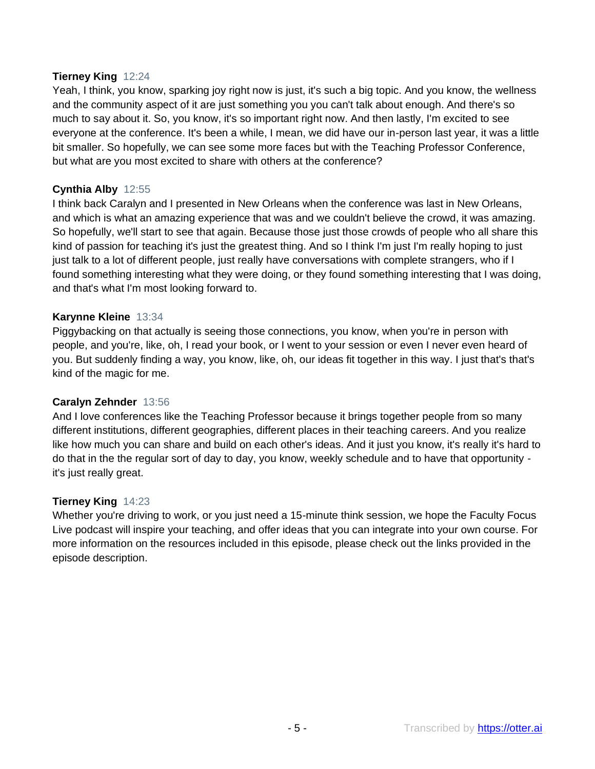**Tierney King** 12:24
Yeah, I think, you know, sparking joy right now is just, it's such a big topic. And you know, the wellness and the community aspect of it are just something you you can't talk about enough. And there's so much to say about it. So, you know, it's so important right now. And then lastly, I'm excited to see everyone at the conference. It's been a while, I mean, we did have our in-person last year, it was a little bit smaller. So hopefully, we can see some more faces but with the Teaching Professor Conference, but what are you most excited to share with others at the conference?

**Cynthia Alby** 12:55
I think back Caralyn and I presented in New Orleans when the conference was last in New Orleans, and which is what an amazing experience that was and we couldn't believe the crowd, it was amazing. So hopefully, we'll start to see that again. Because those just those crowds of people who all share this kind of passion for teaching it's just the greatest thing. And so I think I'm just I'm really hoping to just just talk to a lot of different people, just really have conversations with complete strangers, who if I found something interesting what they were doing, or they found something interesting that I was doing, and that's what I'm most looking forward to.

**Karynne Kleine** 13:34
Piggybacking on that actually is seeing those connections, you know, when you're in person with people, and you're, like, oh, I read your book, or I went to your session or even I never even heard of you. But suddenly finding a way, you know, like, oh, our ideas fit together in this way. I just that's that's kind of the magic for me.

**Caralyn Zehnder** 13:56
And I love conferences like the Teaching Professor because it brings together people from so many different institutions, different geographies, different places in their teaching careers. And you realize like how much you can share and build on each other's ideas. And it just you know, it's really it's hard to do that in the the regular sort of day to day, you know, weekly schedule and to have that opportunity - it's just really great.

**Tierney King** 14:23
Whether you're driving to work, or you just need a 15-minute think session, we hope the Faculty Focus Live podcast will inspire your teaching, and offer ideas that you can integrate into your own course. For more information on the resources included in this episode, please check out the links provided in the episode description.